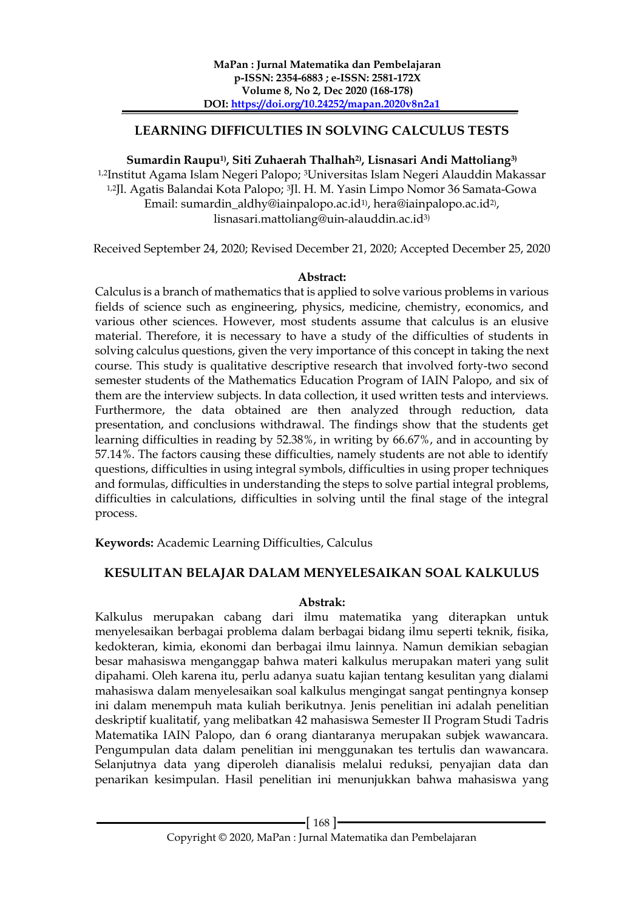# LEARNING DIFFICULTIES IN SOLVING CALCULUS TESTS

**Sumardin Raupu[1], Siti Zuhaerah Thalhah[2], Lisnasari Andi Mattoliang[3]**

[1,2]Institut Agama Islam Negeri Palopo; [3]Universitas Islam Negeri Alauddin Makassar
[1,2]Jl. Agatis Balandai Kota Palopo; [3]Jl. H. M. Yasin Limpo Nomor 36 Samata-Gowa
Email: sumardin_aldhy@iainpalopo.ac.id[1], hera@iainpalopo.ac.id[2], lisnasari.mattoliang@uin-alauddin.ac.id[3]

Received September 24, 2020; Revised December 21, 2020; Accepted December 25, 2020

**Abstract:**

Calculus is a branch of mathematics that is applied to solve various problems in various fields of science such as engineering, physics, medicine, chemistry, economics, and various other sciences. However, most students assume that calculus is an elusive material. Therefore, it is necessary to have a study of the difficulties of students in solving calculus questions, given the very importance of this concept in taking the next course. This study is qualitative descriptive research that involved forty-two second semester students of the Mathematics Education Program of IAIN Palopo, and six of them are the interview subjects. In data collection, it used written tests and interviews. Furthermore, the data obtained are then analyzed through reduction, data presentation, and conclusions withdrawal. The findings show that the students get learning difficulties in reading by 52.38%, in writing by 66.67%, and in accounting by 57.14%. The factors causing these difficulties, namely students are not able to identify questions, difficulties in using integral symbols, difficulties in using proper techniques and formulas, difficulties in understanding the steps to solve partial integral problems, difficulties in calculations, difficulties in solving until the final stage of the integral process.

**Keywords:** Academic Learning Difficulties, Calculus

# KESULITAN BELAJAR DALAM MENYELESAIKAN SOAL KALKULUS

**Abstrak:**

Kalkulus merupakan cabang dari ilmu matematika yang diterapkan untuk menyelesaikan berbagai problema dalam berbagai bidang ilmu seperti teknik, fisika, kedokteran, kimia, ekonomi dan berbagai ilmu lainnya. Namun demikian sebagian besar mahasiswa menganggap bahwa materi kalkulus merupakan materi yang sulit dipahami. Oleh karena itu, perlu adanya suatu kajian tentang kesulitan yang dialami mahasiswa dalam menyelesaikan soal kalkulus mengingat sangat pentingnya konsep ini dalam menempuh mata kuliah berikutnya. Jenis penelitian ini adalah penelitian deskriptif kualitatif, yang melibatkan 42 mahasiswa Semester II Program Studi Tadris Matematika IAIN Palopo, dan 6 orang diantaranya merupakan subjek wawancara. Pengumpulan data dalam penelitian ini menggunakan tes tertulis dan wawancara. Selanjutnya data yang diperoleh dianalisis melalui reduksi, penyajian data dan penarikan kesimpulan. Hasil penelitian ini menunjukkan bahwa mahasiswa yang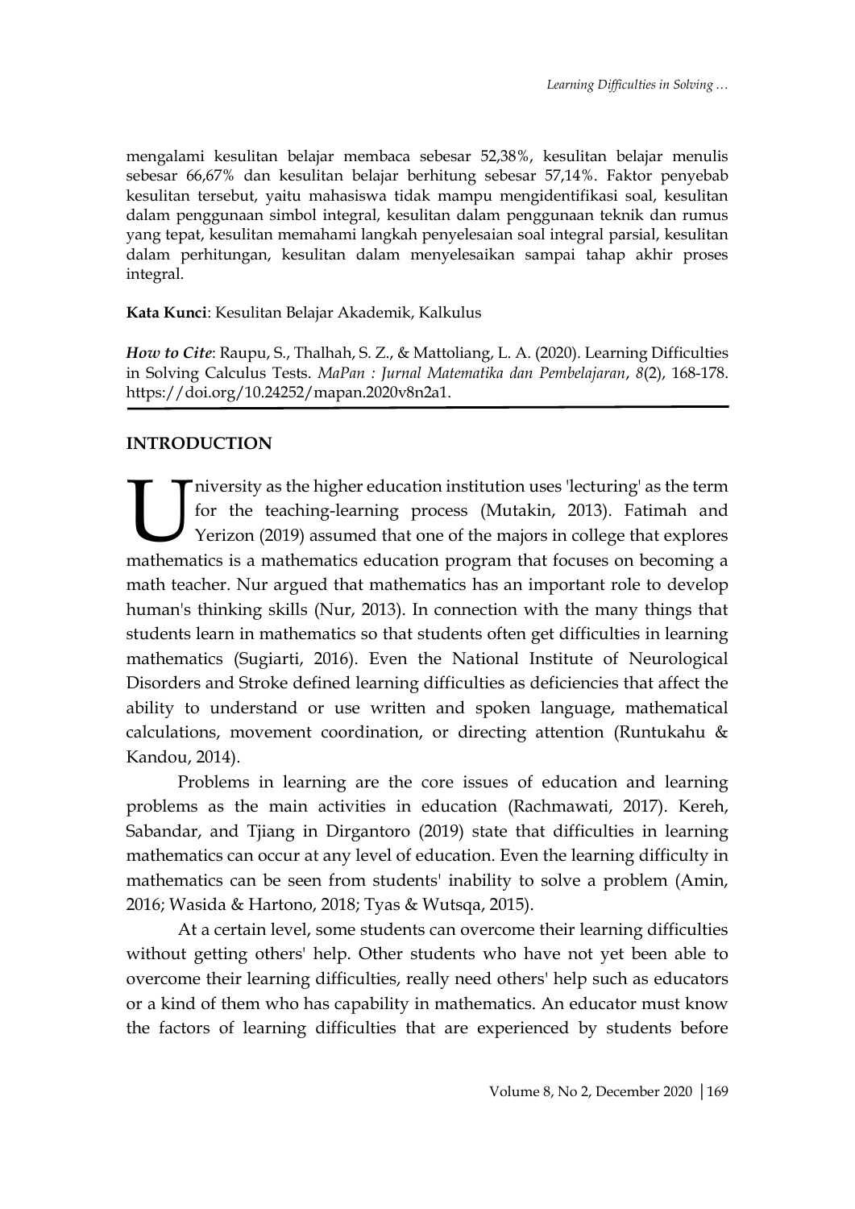mengalami kesulitan belajar membaca sebesar 52,38%, kesulitan belajar menulis sebesar 66,67% dan kesulitan belajar berhitung sebesar 57,14%. Faktor penyebab kesulitan tersebut, yaitu mahasiswa tidak mampu mengidentifikasi soal, kesulitan dalam penggunaan simbol integral, kesulitan dalam penggunaan teknik dan rumus yang tepat, kesulitan memahami langkah penyelesaian soal integral parsial, kesulitan dalam perhitungan, kesulitan dalam menyelesaikan sampai tahap akhir proses integral.

**Kata Kunci**: Kesulitan Belajar Akademik, Kalkulus

***How to Cite***: Raupu, S., Thalhah, S. Z., & Mattoliang, L. A. (2020). Learning Difficulties in Solving Calculus Tests. *MaPan : Jurnal Matematika dan Pembelajaran*, *8*(2), 168-178. https://doi.org/10.24252/mapan.2020v8n2a1.

## INTRODUCTION

University as the higher education institution uses 'lecturing' as the term for the teaching-learning process (Mutakin, 2013). Fatimah and Yerizon (2019) assumed that one of the majors in college that explores mathematics is a mathematics education program that focuses on becoming a math teacher. Nur argued that mathematics has an important role to develop human's thinking skills (Nur, 2013). In connection with the many things that students learn in mathematics so that students often get difficulties in learning mathematics (Sugiarti, 2016). Even the National Institute of Neurological Disorders and Stroke defined learning difficulties as deficiencies that affect the ability to understand or use written and spoken language, mathematical calculations, movement coordination, or directing attention (Runtukahu & Kandou, 2014).

Problems in learning are the core issues of education and learning problems as the main activities in education (Rachmawati, 2017). Kereh, Sabandar, and Tjiang in Dirgantoro (2019) state that difficulties in learning mathematics can occur at any level of education. Even the learning difficulty in mathematics can be seen from students' inability to solve a problem (Amin, 2016; Wasida & Hartono, 2018; Tyas & Wutsqa, 2015).

At a certain level, some students can overcome their learning difficulties without getting others' help. Other students who have not yet been able to overcome their learning difficulties, really need others' help such as educators or a kind of them who has capability in mathematics. An educator must know the factors of learning difficulties that are experienced by students before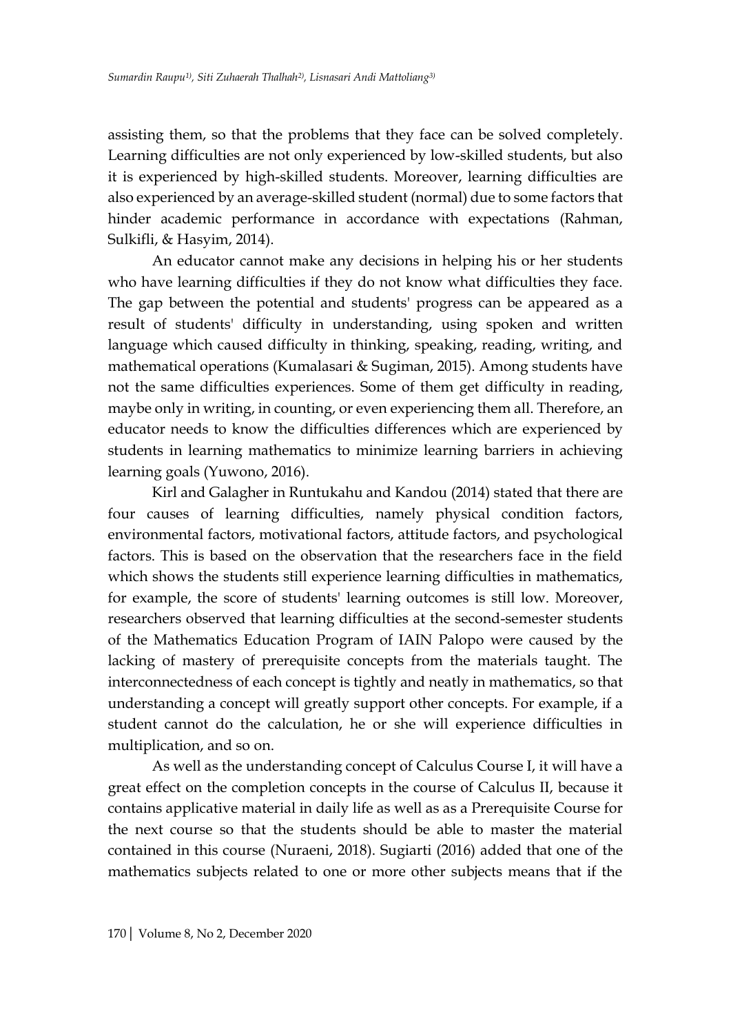assisting them, so that the problems that they face can be solved completely. Learning difficulties are not only experienced by low-skilled students, but also it is experienced by high-skilled students. Moreover, learning difficulties are also experienced by an average-skilled student (normal) due to some factors that hinder academic performance in accordance with expectations (Rahman, Sulkifli, & Hasyim, 2014).

An educator cannot make any decisions in helping his or her students who have learning difficulties if they do not know what difficulties they face. The gap between the potential and students' progress can be appeared as a result of students' difficulty in understanding, using spoken and written language which caused difficulty in thinking, speaking, reading, writing, and mathematical operations (Kumalasari & Sugiman, 2015). Among students have not the same difficulties experiences. Some of them get difficulty in reading, maybe only in writing, in counting, or even experiencing them all. Therefore, an educator needs to know the difficulties differences which are experienced by students in learning mathematics to minimize learning barriers in achieving learning goals (Yuwono, 2016).

Kirl and Galagher in Runtukahu and Kandou (2014) stated that there are four causes of learning difficulties, namely physical condition factors, environmental factors, motivational factors, attitude factors, and psychological factors. This is based on the observation that the researchers face in the field which shows the students still experience learning difficulties in mathematics, for example, the score of students' learning outcomes is still low. Moreover, researchers observed that learning difficulties at the second-semester students of the Mathematics Education Program of IAIN Palopo were caused by the lacking of mastery of prerequisite concepts from the materials taught. The interconnectedness of each concept is tightly and neatly in mathematics, so that understanding a concept will greatly support other concepts. For example, if a student cannot do the calculation, he or she will experience difficulties in multiplication, and so on.

As well as the understanding concept of Calculus Course I, it will have a great effect on the completion concepts in the course of Calculus II, because it contains applicative material in daily life as well as as a Prerequisite Course for the next course so that the students should be able to master the material contained in this course (Nuraeni, 2018). Sugiarti (2016) added that one of the mathematics subjects related to one or more other subjects means that if the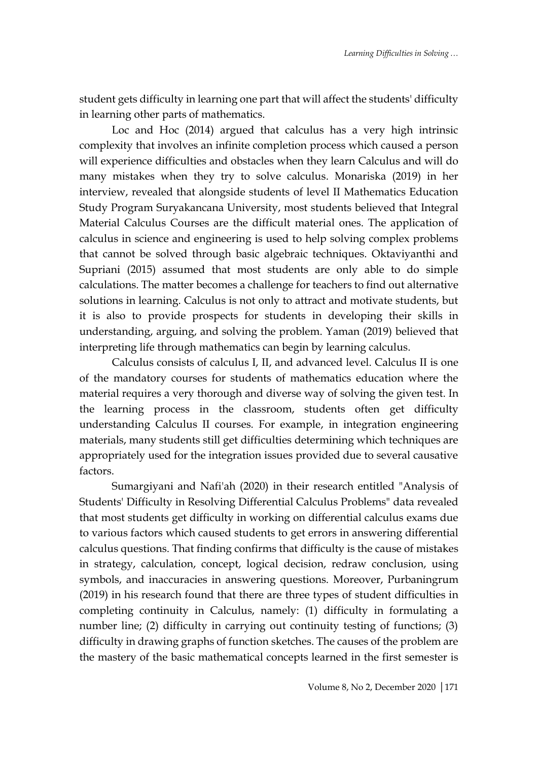student gets difficulty in learning one part that will affect the students' difficulty in learning other parts of mathematics.

Loc and Hoc (2014) argued that calculus has a very high intrinsic complexity that involves an infinite completion process which caused a person will experience difficulties and obstacles when they learn Calculus and will do many mistakes when they try to solve calculus. Monariska (2019) in her interview, revealed that alongside students of level II Mathematics Education Study Program Suryakancana University, most students believed that Integral Material Calculus Courses are the difficult material ones. The application of calculus in science and engineering is used to help solving complex problems that cannot be solved through basic algebraic techniques. Oktaviyanthi and Supriani (2015) assumed that most students are only able to do simple calculations. The matter becomes a challenge for teachers to find out alternative solutions in learning. Calculus is not only to attract and motivate students, but it is also to provide prospects for students in developing their skills in understanding, arguing, and solving the problem. Yaman (2019) believed that interpreting life through mathematics can begin by learning calculus.

Calculus consists of calculus I, II, and advanced level. Calculus II is one of the mandatory courses for students of mathematics education where the material requires a very thorough and diverse way of solving the given test. In the learning process in the classroom, students often get difficulty understanding Calculus II courses. For example, in integration engineering materials, many students still get difficulties determining which techniques are appropriately used for the integration issues provided due to several causative factors.

Sumargiyani and Nafi'ah (2020) in their research entitled "Analysis of Students' Difficulty in Resolving Differential Calculus Problems" data revealed that most students get difficulty in working on differential calculus exams due to various factors which caused students to get errors in answering differential calculus questions. That finding confirms that difficulty is the cause of mistakes in strategy, calculation, concept, logical decision, redraw conclusion, using symbols, and inaccuracies in answering questions. Moreover, Purbaningrum (2019) in his research found that there are three types of student difficulties in completing continuity in Calculus, namely: (1) difficulty in formulating a number line; (2) difficulty in carrying out continuity testing of functions; (3) difficulty in drawing graphs of function sketches. The causes of the problem are the mastery of the basic mathematical concepts learned in the first semester is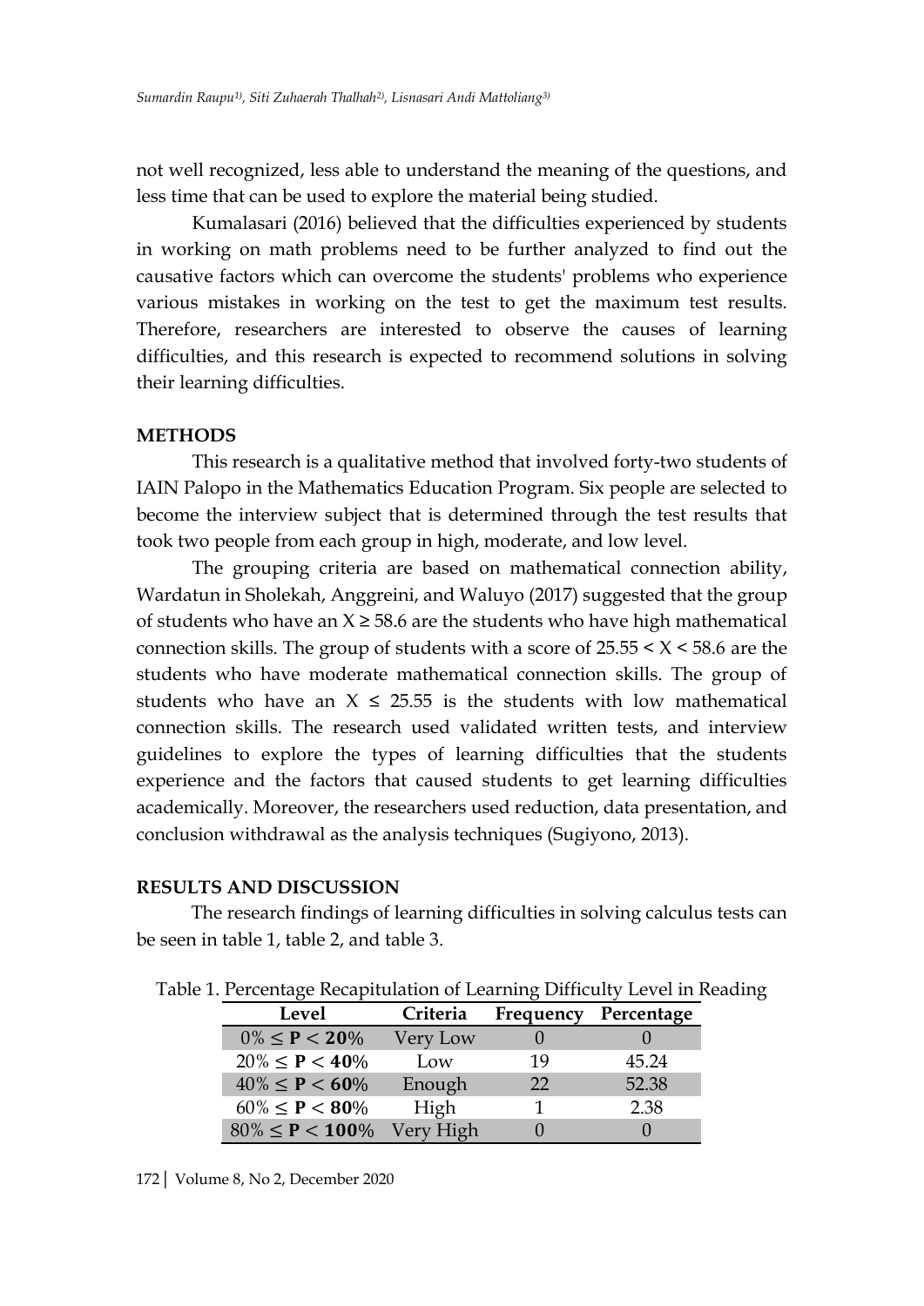not well recognized, less able to understand the meaning of the questions, and less time that can be used to explore the material being studied.

Kumalasari (2016) believed that the difficulties experienced by students in working on math problems need to be further analyzed to find out the causative factors which can overcome the students' problems who experience various mistakes in working on the test to get the maximum test results. Therefore, researchers are interested to observe the causes of learning difficulties, and this research is expected to recommend solutions in solving their learning difficulties.

## METHODS

This research is a qualitative method that involved forty-two students of IAIN Palopo in the Mathematics Education Program. Six people are selected to become the interview subject that is determined through the test results that took two people from each group in high, moderate, and low level.

The grouping criteria are based on mathematical connection ability, Wardatun in Sholekah, Anggreini, and Waluyo (2017) suggested that the group of students who have an $X \geq 58.6$ are the students who have high mathematical connection skills. The group of students with a score of $25.55 < X < 58.6$ are the students who have moderate mathematical connection skills. The group of students who have an $X \leq 25.55$ is the students with low mathematical connection skills. The research used validated written tests, and interview guidelines to explore the types of learning difficulties that the students experience and the factors that caused students to get learning difficulties academically. Moreover, the researchers used reduction, data presentation, and conclusion withdrawal as the analysis techniques (Sugiyono, 2013).

## RESULTS AND DISCUSSION

The research findings of learning difficulties in solving calculus tests can be seen in table 1, table 2, and table 3.

Table 1. Percentage Recapitulation of Learning Difficulty Level in Reading

| Level | Criteria | Frequency | Percentage |
|---|---|---|---|
| $0\% \leq \mathbf{P} < \mathbf{20}\%$ | Very Low | 0 | 0 |
| $20\% \leq \mathbf{P} < \mathbf{40}\%$ | Low | 19 | 45.24 |
| $40\% \leq \mathbf{P} < \mathbf{60}\%$ | Enough | 22 | 52.38 |
| $60\% \leq \mathbf{P} < \mathbf{80}\%$ | High | 1 | 2.38 |
| $80\% \leq \mathbf{P} < \mathbf{100}\%$ | Very High | 0 | 0 |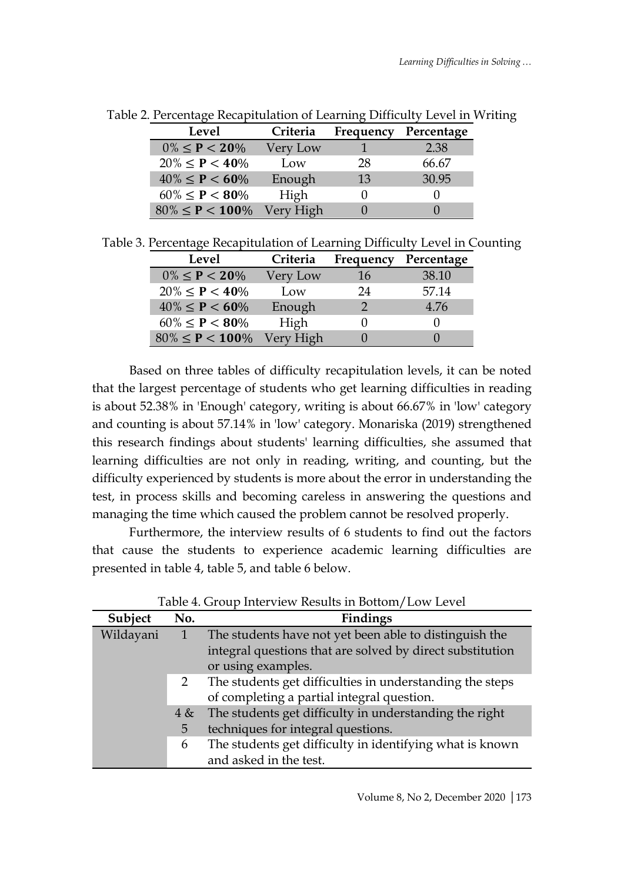Table 2. Percentage Recapitulation of Learning Difficulty Level in Writing

| Level | Criteria | Frequency | Percentage |
|---|---|---|---|
| $0\% \leq \mathbf{P} < \mathbf{20}\%$ | Very Low | 1 | 2.38 |
| $20\% \leq \mathbf{P} < \mathbf{40}\%$ | Low | 28 | 66.67 |
| $40\% \leq \mathbf{P} < \mathbf{60}\%$ | Enough | 13 | 30.95 |
| $60\% \leq \mathbf{P} < \mathbf{80}\%$ | High | 0 | 0 |
| $80\% \leq \mathbf{P} < \mathbf{100}\%$ | Very High | 0 | 0 |

Table 3. Percentage Recapitulation of Learning Difficulty Level in Counting

| Level | Criteria | Frequency | Percentage |
|---|---|---|---|
| $0\% \leq \mathbf{P} < \mathbf{20}\%$ | Very Low | 16 | 38.10 |
| $20\% \leq \mathbf{P} < \mathbf{40}\%$ | Low | 24 | 57.14 |
| $40\% \leq \mathbf{P} < \mathbf{60}\%$ | Enough | 2 | 4.76 |
| $60\% \leq \mathbf{P} < \mathbf{80}\%$ | High | 0 | 0 |
| $80\% \leq \mathbf{P} < \mathbf{100}\%$ | Very High | 0 | 0 |

Based on three tables of difficulty recapitulation levels, it can be noted that the largest percentage of students who get learning difficulties in reading is about 52.38% in 'Enough' category, writing is about 66.67% in 'low' category and counting is about 57.14% in 'low' category. Monariska (2019) strengthened this research findings about students' learning difficulties, she assumed that learning difficulties are not only in reading, writing, and counting, but the difficulty experienced by students is more about the error in understanding the test, in process skills and becoming careless in answering the questions and managing the time which caused the problem cannot be resolved properly.

Furthermore, the interview results of 6 students to find out the factors that cause the students to experience academic learning difficulties are presented in table 4, table 5, and table 6 below.

Table 4. Group Interview Results in Bottom/Low Level

| Subject | No. | Findings |
|---|---|---|
| Wildayani | 1 | The students have not yet been able to distinguish the integral questions that are solved by direct substitution or using examples. |
| | 2 | The students get difficulties in understanding the steps of completing a partial integral question. |
| | 4 & 5 | The students get difficulty in understanding the right techniques for integral questions. |
| | 6 | The students get difficulty in identifying what is known and asked in the test. |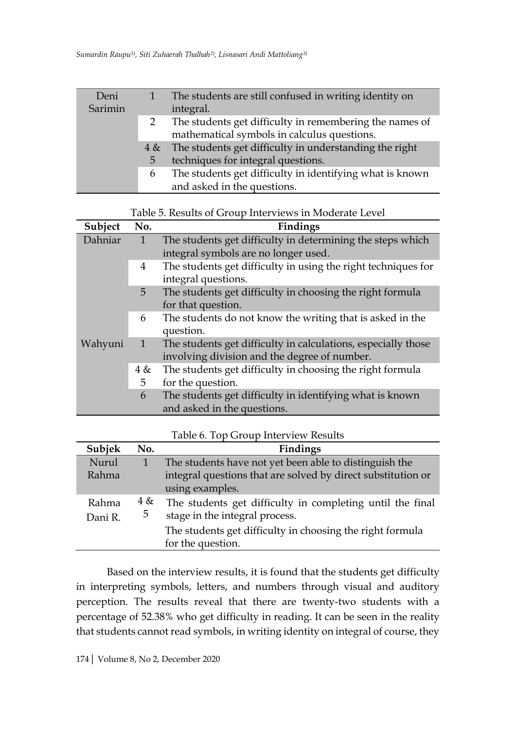| | | |
|---|---|---|
| Deni Sarimin | 1 | The students are still confused in writing identity on integral. |
| | 2 | The students get difficulty in remembering the names of mathematical symbols in calculus questions. |
| | 4 & 5 | The students get difficulty in understanding the right techniques for integral questions. |
| | 6 | The students get difficulty in identifying what is known and asked in the questions. |

Table 5. Results of Group Interviews in Moderate Level

| Subject | No. | Findings |
|---|---|---|
| Dahniar | 1 | The students get difficulty in determining the steps which integral symbols are no longer used. |
| | 4 | The students get difficulty in using the right techniques for integral questions. |
| | 5 | The students get difficulty in choosing the right formula for that question. |
| | 6 | The students do not know the writing that is asked in the question. |
| Wahyuni | 1 | The students get difficulty in calculations, especially those involving division and the degree of number. |
| | 4 & 5 | The students get difficulty in choosing the right formula for the question. |
| | 6 | The students get difficulty in identifying what is known and asked in the questions. |

Table 6. Top Group Interview Results

| Subjek | No. | Findings |
|---|---|---|
| Nurul Rahma | 1 | The students have not yet been able to distinguish the integral questions that are solved by direct substitution or using examples. |
| Rahma Dani R. | 4 & 5 | The students get difficulty in completing until the final stage in the integral process. The students get difficulty in choosing the right formula for the question. |

Based on the interview results, it is found that the students get difficulty in interpreting symbols, letters, and numbers through visual and auditory perception. The results reveal that there are twenty-two students with a percentage of 52.38% who get difficulty in reading. It can be seen in the reality that students cannot read symbols, in writing identity on integral of course, they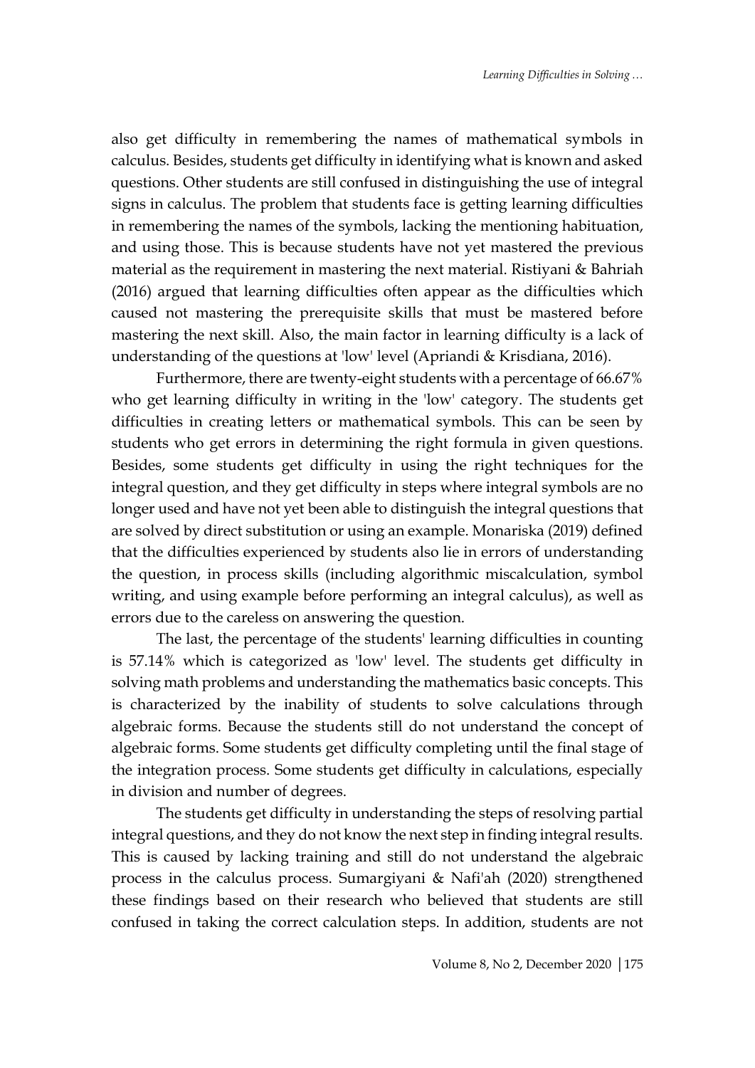also get difficulty in remembering the names of mathematical symbols in calculus. Besides, students get difficulty in identifying what is known and asked questions. Other students are still confused in distinguishing the use of integral signs in calculus. The problem that students face is getting learning difficulties in remembering the names of the symbols, lacking the mentioning habituation, and using those. This is because students have not yet mastered the previous material as the requirement in mastering the next material. Ristiyani & Bahriah (2016) argued that learning difficulties often appear as the difficulties which caused not mastering the prerequisite skills that must be mastered before mastering the next skill. Also, the main factor in learning difficulty is a lack of understanding of the questions at 'low' level (Apriandi & Krisdiana, 2016).

Furthermore, there are twenty-eight students with a percentage of 66.67% who get learning difficulty in writing in the 'low' category. The students get difficulties in creating letters or mathematical symbols. This can be seen by students who get errors in determining the right formula in given questions. Besides, some students get difficulty in using the right techniques for the integral question, and they get difficulty in steps where integral symbols are no longer used and have not yet been able to distinguish the integral questions that are solved by direct substitution or using an example. Monariska (2019) defined that the difficulties experienced by students also lie in errors of understanding the question, in process skills (including algorithmic miscalculation, symbol writing, and using example before performing an integral calculus), as well as errors due to the careless on answering the question.

The last, the percentage of the students' learning difficulties in counting is 57.14% which is categorized as 'low' level. The students get difficulty in solving math problems and understanding the mathematics basic concepts. This is characterized by the inability of students to solve calculations through algebraic forms. Because the students still do not understand the concept of algebraic forms. Some students get difficulty completing until the final stage of the integration process. Some students get difficulty in calculations, especially in division and number of degrees.

The students get difficulty in understanding the steps of resolving partial integral questions, and they do not know the next step in finding integral results. This is caused by lacking training and still do not understand the algebraic process in the calculus process. Sumargiyani & Nafi'ah (2020) strengthened these findings based on their research who believed that students are still confused in taking the correct calculation steps. In addition, students are not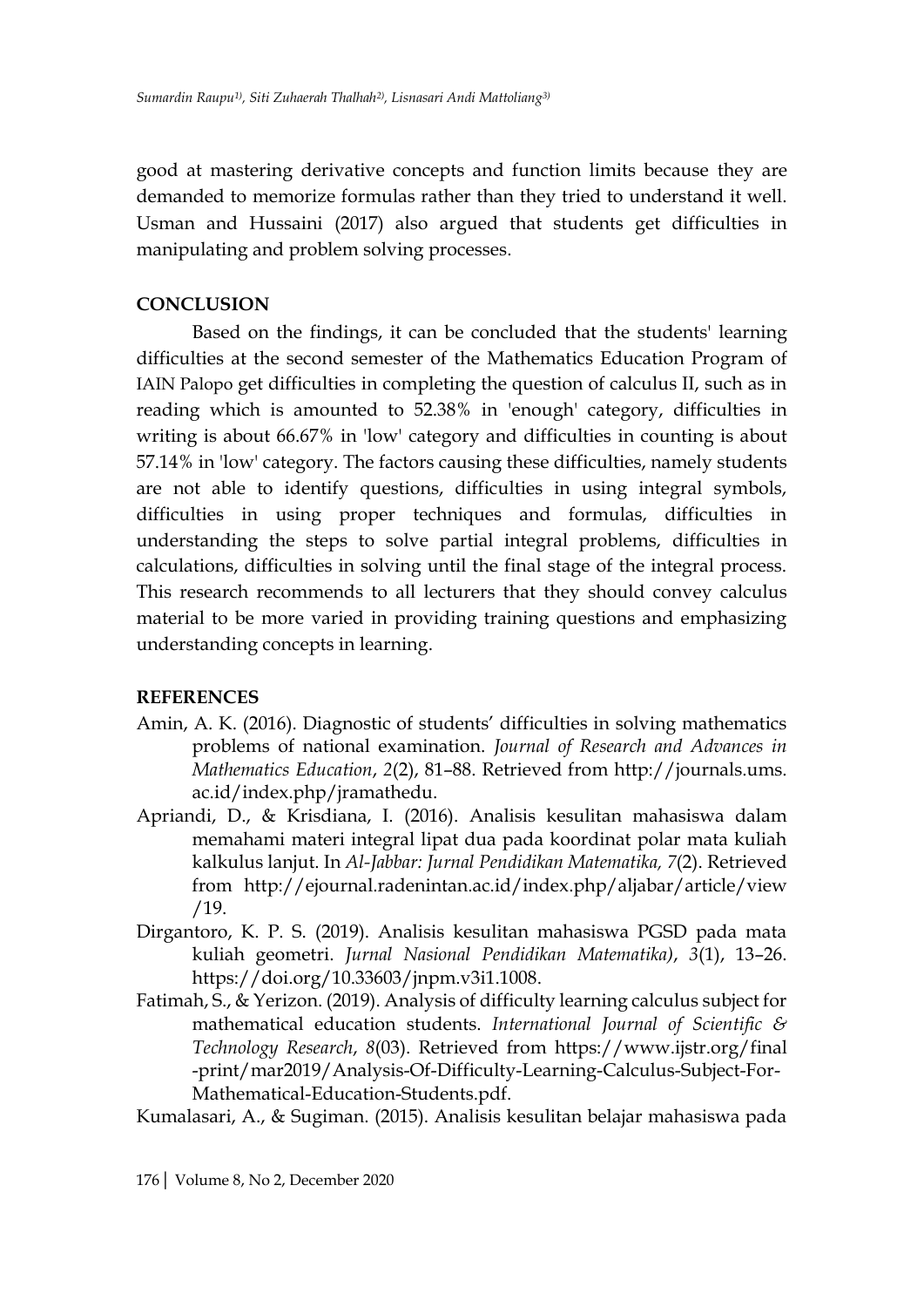good at mastering derivative concepts and function limits because they are demanded to memorize formulas rather than they tried to understand it well. Usman and Hussaini (2017) also argued that students get difficulties in manipulating and problem solving processes.

## CONCLUSION

Based on the findings, it can be concluded that the students' learning difficulties at the second semester of the Mathematics Education Program of IAIN Palopo get difficulties in completing the question of calculus II, such as in reading which is amounted to 52.38% in 'enough' category, difficulties in writing is about 66.67% in 'low' category and difficulties in counting is about 57.14% in 'low' category. The factors causing these difficulties, namely students are not able to identify questions, difficulties in using integral symbols, difficulties in using proper techniques and formulas, difficulties in understanding the steps to solve partial integral problems, difficulties in calculations, difficulties in solving until the final stage of the integral process. This research recommends to all lecturers that they should convey calculus material to be more varied in providing training questions and emphasizing understanding concepts in learning.

## REFERENCES

Amin, A. K. (2016). Diagnostic of students' difficulties in solving mathematics problems of national examination. *Journal of Research and Advances in Mathematics Education*, *2*(2), 81–88. Retrieved from http://journals.ums.ac.id/index.php/jramathedu.

Apriandi, D., & Krisdiana, I. (2016). Analisis kesulitan mahasiswa dalam memahami materi integral lipat dua pada koordinat polar mata kuliah kalkulus lanjut. In *Al-Jabbar: Jurnal Pendidikan Matematika, 7*(2). Retrieved from http://ejournal.radenintan.ac.id/index.php/aljabar/article/view/19.

Dirgantoro, K. P. S. (2019). Analisis kesulitan mahasiswa PGSD pada mata kuliah geometri. *Jurnal Nasional Pendidikan Matematika)*, *3*(1), 13–26. https://doi.org/10.33603/jnpm.v3i1.1008.

Fatimah, S., & Yerizon. (2019). Analysis of difficulty learning calculus subject for mathematical education students. *International Journal of Scientific & Technology Research*, *8*(03). Retrieved from https://www.ijstr.org/final-print/mar2019/Analysis-Of-Difficulty-Learning-Calculus-Subject-For-Mathematical-Education-Students.pdf.

Kumalasari, A., & Sugiman. (2015). Analisis kesulitan belajar mahasiswa pada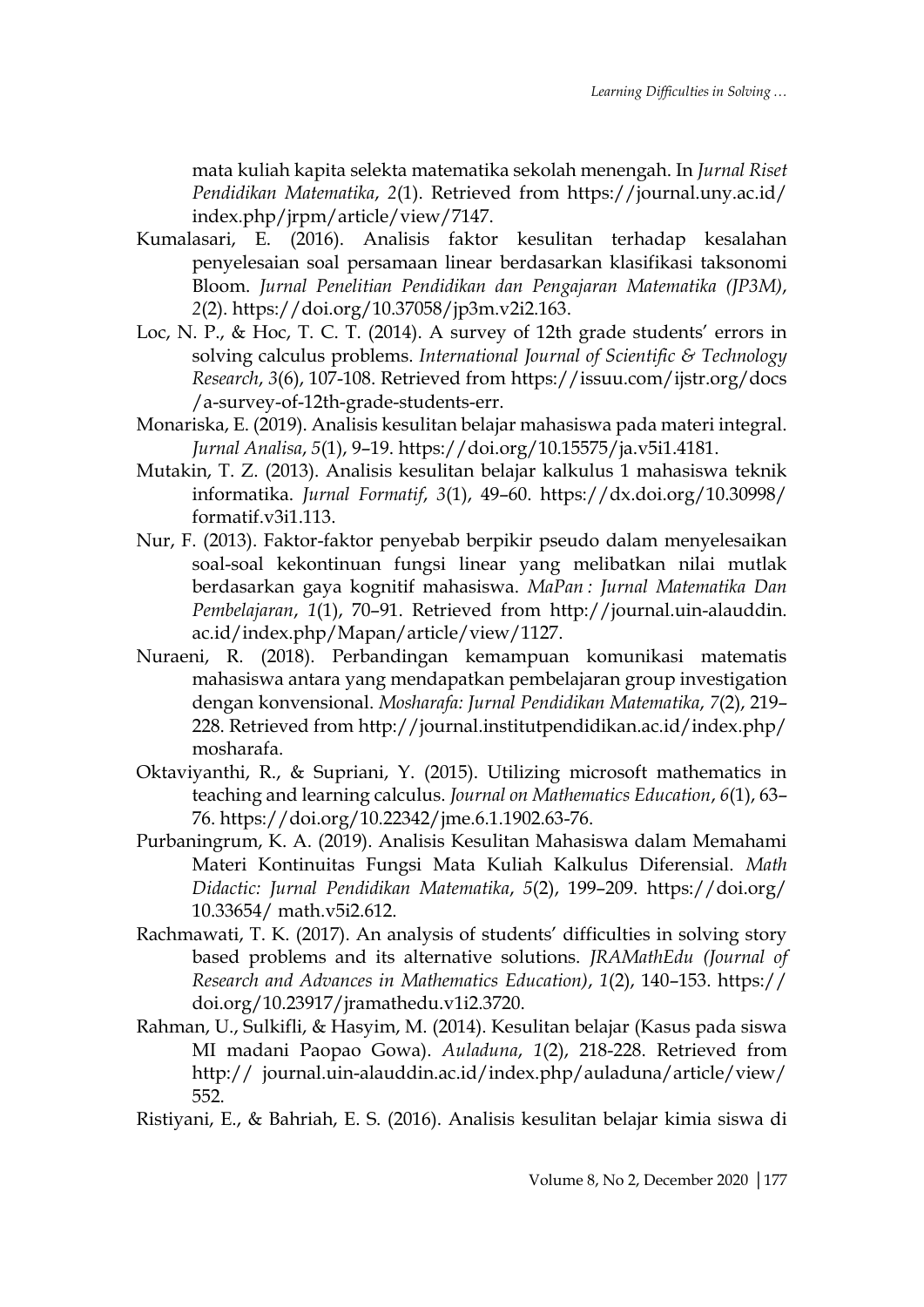mata kuliah kapita selekta matematika sekolah menengah. In *Jurnal Riset Pendidikan Matematika*, *2*(1). Retrieved from https://journal.uny.ac.id/index.php/jrpm/article/view/7147.

Kumalasari, E. (2016). Analisis faktor kesulitan terhadap kesalahan penyelesaian soal persamaan linear berdasarkan klasifikasi taksonomi Bloom. *Jurnal Penelitian Pendidikan dan Pengajaran Matematika (JP3M)*, *2*(2). https://doi.org/10.37058/jp3m.v2i2.163.

Loc, N. P., & Hoc, T. C. T. (2014). A survey of 12th grade students' errors in solving calculus problems. *International Journal of Scientific & Technology Research*, *3*(6), 107-108. Retrieved from https://issuu.com/ijstr.org/docs/a-survey-of-12th-grade-students-err.

Monariska, E. (2019). Analisis kesulitan belajar mahasiswa pada materi integral. *Jurnal Analisa*, *5*(1), 9–19. https://doi.org/10.15575/ja.v5i1.4181.

Mutakin, T. Z. (2013). Analisis kesulitan belajar kalkulus 1 mahasiswa teknik informatika. *Jurnal Formatif*, *3*(1), 49–60. https://dx.doi.org/10.30998/formatif.v3i1.113.

Nur, F. (2013). Faktor-faktor penyebab berpikir pseudo dalam menyelesaikan soal-soal kekontinuan fungsi linear yang melibatkan nilai mutlak berdasarkan gaya kognitif mahasiswa. *MaPan : Jurnal Matematika Dan Pembelajaran*, *1*(1), 70–91. Retrieved from http://journal.uin-alauddin.ac.id/index.php/Mapan/article/view/1127.

Nuraeni, R. (2018). Perbandingan kemampuan komunikasi matematis mahasiswa antara yang mendapatkan pembelajaran group investigation dengan konvensional. *Mosharafa: Jurnal Pendidikan Matematika*, *7*(2), 219–228. Retrieved from http://journal.institutpendidikan.ac.id/index.php/mosharafa.

Oktaviyanthi, R., & Supriani, Y. (2015). Utilizing microsoft mathematics in teaching and learning calculus. *Journal on Mathematics Education*, *6*(1), 63–76. https://doi.org/10.22342/jme.6.1.1902.63-76.

Purbaningrum, K. A. (2019). Analisis Kesulitan Mahasiswa dalam Memahami Materi Kontinuitas Fungsi Mata Kuliah Kalkulus Diferensial. *Math Didactic: Jurnal Pendidikan Matematika*, *5*(2), 199–209. https://doi.org/10.33654/ math.v5i2.612.

Rachmawati, T. K. (2017). An analysis of students' difficulties in solving story based problems and its alternative solutions. *JRAMathEdu (Journal of Research and Advances in Mathematics Education)*, *1*(2), 140–153. https://doi.org/10.23917/jramathedu.v1i2.3720.

Rahman, U., Sulkifli, & Hasyim, M. (2014). Kesulitan belajar (Kasus pada siswa MI madani Paopao Gowa). *Auladuna*, *1*(2), 218-228. Retrieved from http:// journal.uin-alauddin.ac.id/index.php/auladuna/article/view/552.

Ristiyani, E., & Bahriah, E. S. (2016). Analisis kesulitan belajar kimia siswa di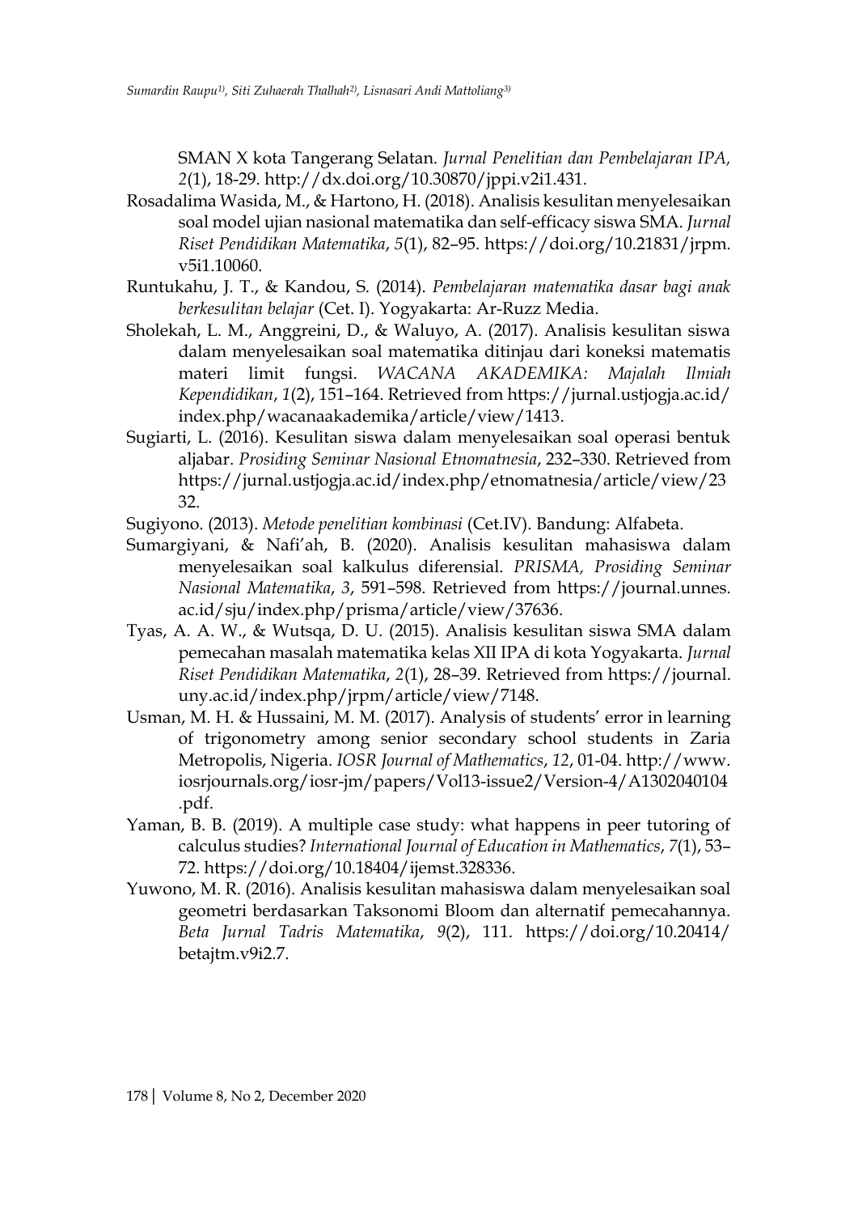SMAN X kota Tangerang Selatan. *Jurnal Penelitian dan Pembelajaran IPA, 2*(1), 18-29. http://dx.doi.org/10.30870/jppi.v2i1.431.

Rosadalima Wasida, M., & Hartono, H. (2018). Analisis kesulitan menyelesaikan soal model ujian nasional matematika dan self-efficacy siswa SMA. *Jurnal Riset Pendidikan Matematika*, *5*(1), 82–95. https://doi.org/10.21831/jrpm.v5i1.10060.

Runtukahu, J. T., & Kandou, S. (2014). *Pembelajaran matematika dasar bagi anak berkesulitan belajar* (Cet. I). Yogyakarta: Ar-Ruzz Media.

Sholekah, L. M., Anggreini, D., & Waluyo, A. (2017). Analisis kesulitan siswa dalam menyelesaikan soal matematika ditinjau dari koneksi matematis materi limit fungsi. *WACANA AKADEMIKA: Majalah Ilmiah Kependidikan*, *1*(2), 151–164. Retrieved from https://jurnal.ustjogja.ac.id/index.php/wacanaakademika/article/view/1413.

Sugiarti, L. (2016). Kesulitan siswa dalam menyelesaikan soal operasi bentuk aljabar. *Prosiding Seminar Nasional Etnomatnesia*, 232–330. Retrieved from https://jurnal.ustjogja.ac.id/index.php/etnomatnesia/article/view/2332.

Sugiyono. (2013). *Metode penelitian kombinasi* (Cet.IV). Bandung: Alfabeta.

Sumargiyani, & Nafi'ah, B. (2020). Analisis kesulitan mahasiswa dalam menyelesaikan soal kalkulus diferensial. *PRISMA, Prosiding Seminar Nasional Matematika*, *3*, 591–598. Retrieved from https://journal.unnes.ac.id/sju/index.php/prisma/article/view/37636.

Tyas, A. A. W., & Wutsqa, D. U. (2015). Analisis kesulitan siswa SMA dalam pemecahan masalah matematika kelas XII IPA di kota Yogyakarta. *Jurnal Riset Pendidikan Matematika*, *2*(1), 28–39. Retrieved from https://journal.uny.ac.id/index.php/jrpm/article/view/7148.

Usman, M. H. & Hussaini, M. M. (2017). Analysis of students' error in learning of trigonometry among senior secondary school students in Zaria Metropolis, Nigeria. *IOSR Journal of Mathematics*, *12*, 01-04. http://www.iosrjournals.org/iosr-jm/papers/Vol13-issue2/Version-4/A1302040104.pdf.

Yaman, B. B. (2019). A multiple case study: what happens in peer tutoring of calculus studies? *International Journal of Education in Mathematics*, *7*(1), 53–72. https://doi.org/10.18404/ijemst.328336.

Yuwono, M. R. (2016). Analisis kesulitan mahasiswa dalam menyelesaikan soal geometri berdasarkan Taksonomi Bloom dan alternatif pemecahannya. *Beta Jurnal Tadris Matematika*, *9*(2), 111. https://doi.org/10.20414/betajtm.v9i2.7.